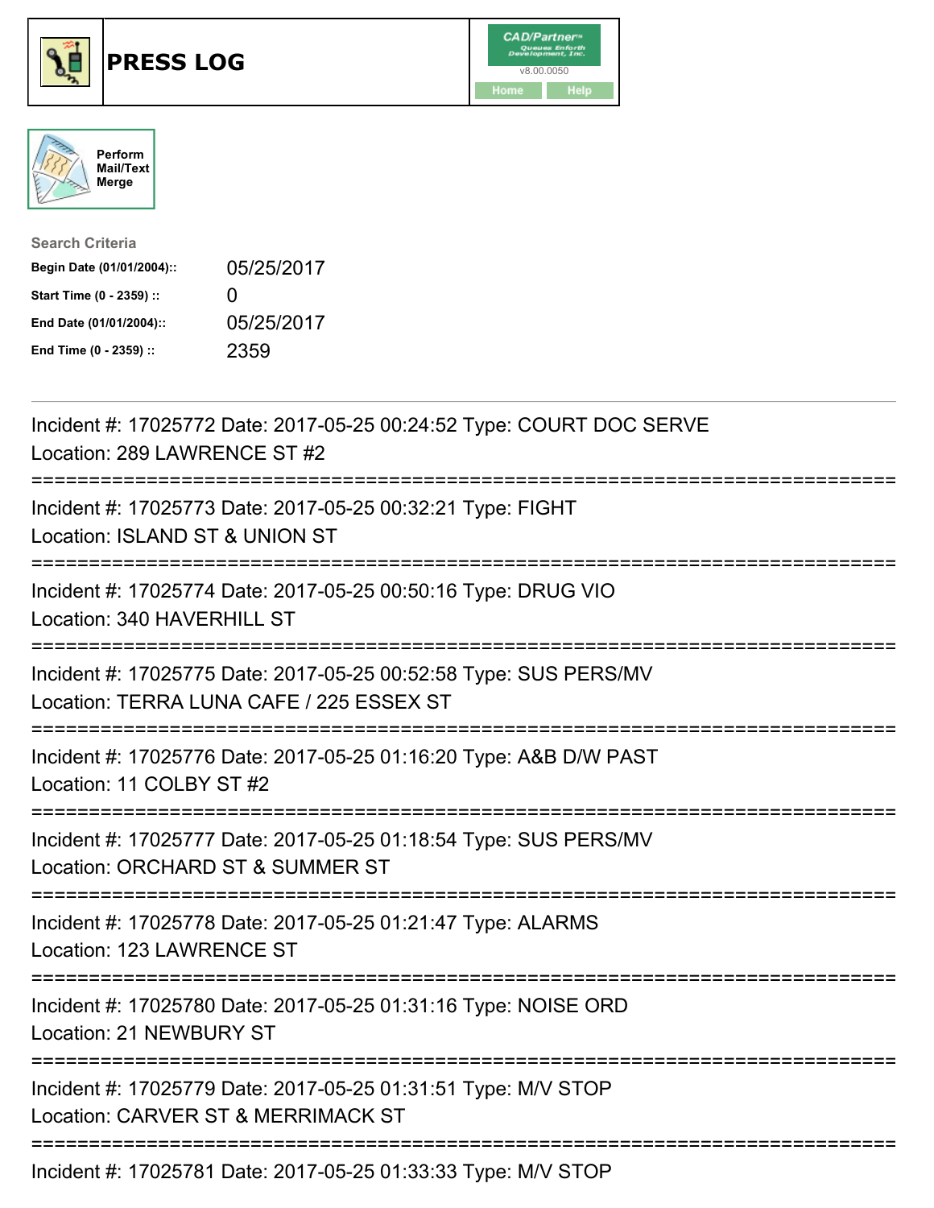# PRESS LOG

Perform Mail/Text Merge

**Search Criteria**

| | |
|---|---|
| **Begin Date (01/01/2004)::** | 05/25/2017 |
| **Start Time (0 - 2359) ::** | 0 |
| **End Date (01/01/2004)::** | 05/25/2017 |
| **End Time (0 - 2359) ::** | 2359 |

Incident #: 17025772 Date: 2017-05-25 00:24:52 Type: COURT DOC SERVE
Location: 289 LAWRENCE ST #2

===========================================================================

Incident #: 17025773 Date: 2017-05-25 00:32:21 Type: FIGHT
Location: ISLAND ST & UNION ST

===========================================================================

Incident #: 17025774 Date: 2017-05-25 00:50:16 Type: DRUG VIO
Location: 340 HAVERHILL ST

===========================================================================

Incident #: 17025775 Date: 2017-05-25 00:52:58 Type: SUS PERS/MV
Location: TERRA LUNA CAFE / 225 ESSEX ST

===========================================================================

Incident #: 17025776 Date: 2017-05-25 01:16:20 Type: A&B D/W PAST
Location: 11 COLBY ST #2

===========================================================================

Incident #: 17025777 Date: 2017-05-25 01:18:54 Type: SUS PERS/MV
Location: ORCHARD ST & SUMMER ST

===========================================================================

Incident #: 17025778 Date: 2017-05-25 01:21:47 Type: ALARMS
Location: 123 LAWRENCE ST

===========================================================================

Incident #: 17025780 Date: 2017-05-25 01:31:16 Type: NOISE ORD
Location: 21 NEWBURY ST

===========================================================================

Incident #: 17025779 Date: 2017-05-25 01:31:51 Type: M/V STOP
Location: CARVER ST & MERRIMACK ST

===========================================================================

Incident #: 17025781 Date: 2017-05-25 01:33:33 Type: M/V STOP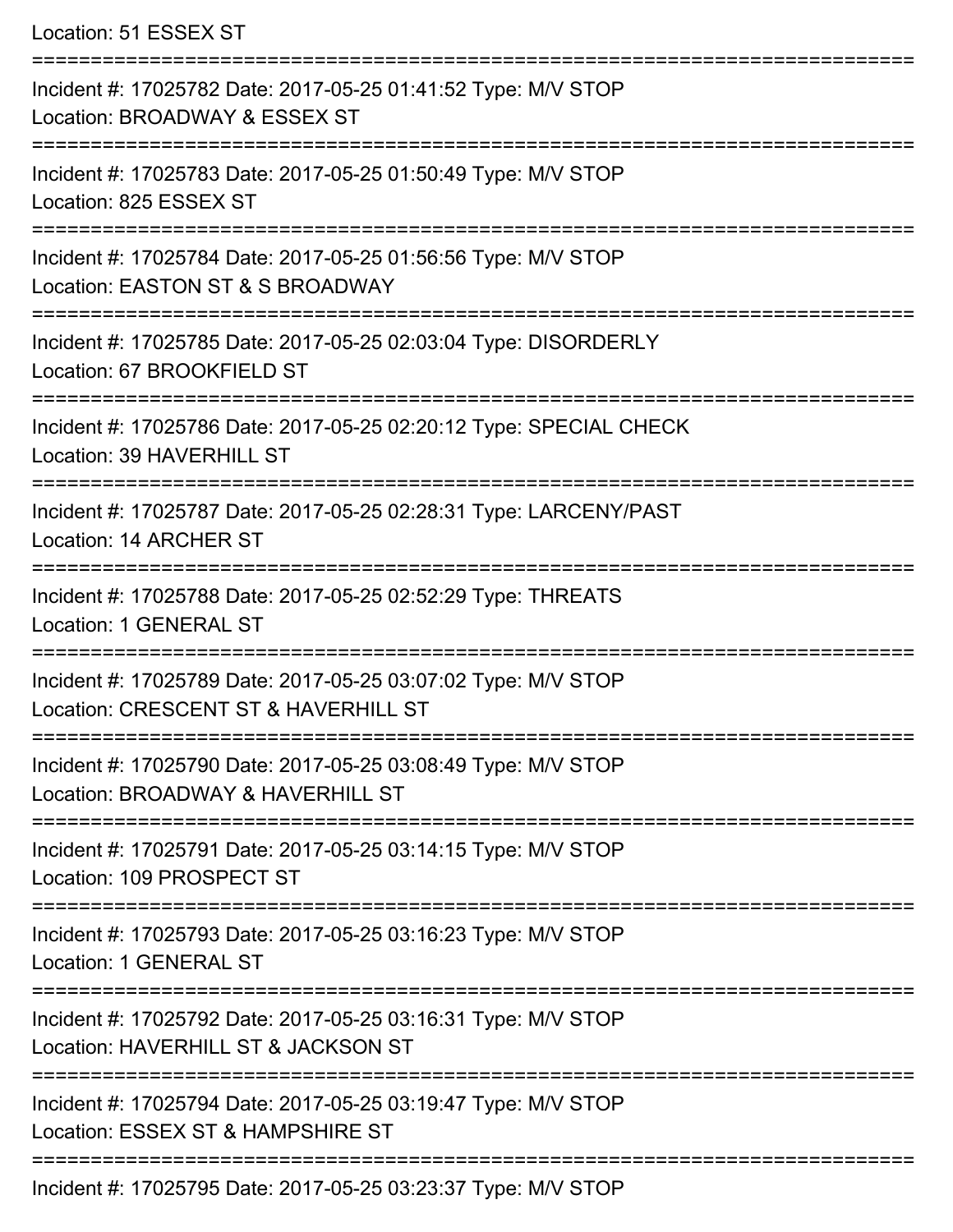Location: 51 ESSEX ST

===========================================================================

Incident #: 17025782 Date: 2017-05-25 01:41:52 Type: M/V STOP
Location: BROADWAY & ESSEX ST

===========================================================================

Incident #: 17025783 Date: 2017-05-25 01:50:49 Type: M/V STOP
Location: 825 ESSEX ST

===========================================================================

Incident #: 17025784 Date: 2017-05-25 01:56:56 Type: M/V STOP
Location: EASTON ST & S BROADWAY

===========================================================================

Incident #: 17025785 Date: 2017-05-25 02:03:04 Type: DISORDERLY
Location: 67 BROOKFIELD ST

===========================================================================

Incident #: 17025786 Date: 2017-05-25 02:20:12 Type: SPECIAL CHECK
Location: 39 HAVERHILL ST

===========================================================================

Incident #: 17025787 Date: 2017-05-25 02:28:31 Type: LARCENY/PAST
Location: 14 ARCHER ST

===========================================================================

Incident #: 17025788 Date: 2017-05-25 02:52:29 Type: THREATS
Location: 1 GENERAL ST

===========================================================================

Incident #: 17025789 Date: 2017-05-25 03:07:02 Type: M/V STOP
Location: CRESCENT ST & HAVERHILL ST

===========================================================================

Incident #: 17025790 Date: 2017-05-25 03:08:49 Type: M/V STOP
Location: BROADWAY & HAVERHILL ST

===========================================================================

Incident #: 17025791 Date: 2017-05-25 03:14:15 Type: M/V STOP
Location: 109 PROSPECT ST

===========================================================================

Incident #: 17025793 Date: 2017-05-25 03:16:23 Type: M/V STOP
Location: 1 GENERAL ST

===========================================================================

Incident #: 17025792 Date: 2017-05-25 03:16:31 Type: M/V STOP
Location: HAVERHILL ST & JACKSON ST

===========================================================================

Incident #: 17025794 Date: 2017-05-25 03:19:47 Type: M/V STOP
Location: ESSEX ST & HAMPSHIRE ST

===========================================================================

Incident #: 17025795 Date: 2017-05-25 03:23:37 Type: M/V STOP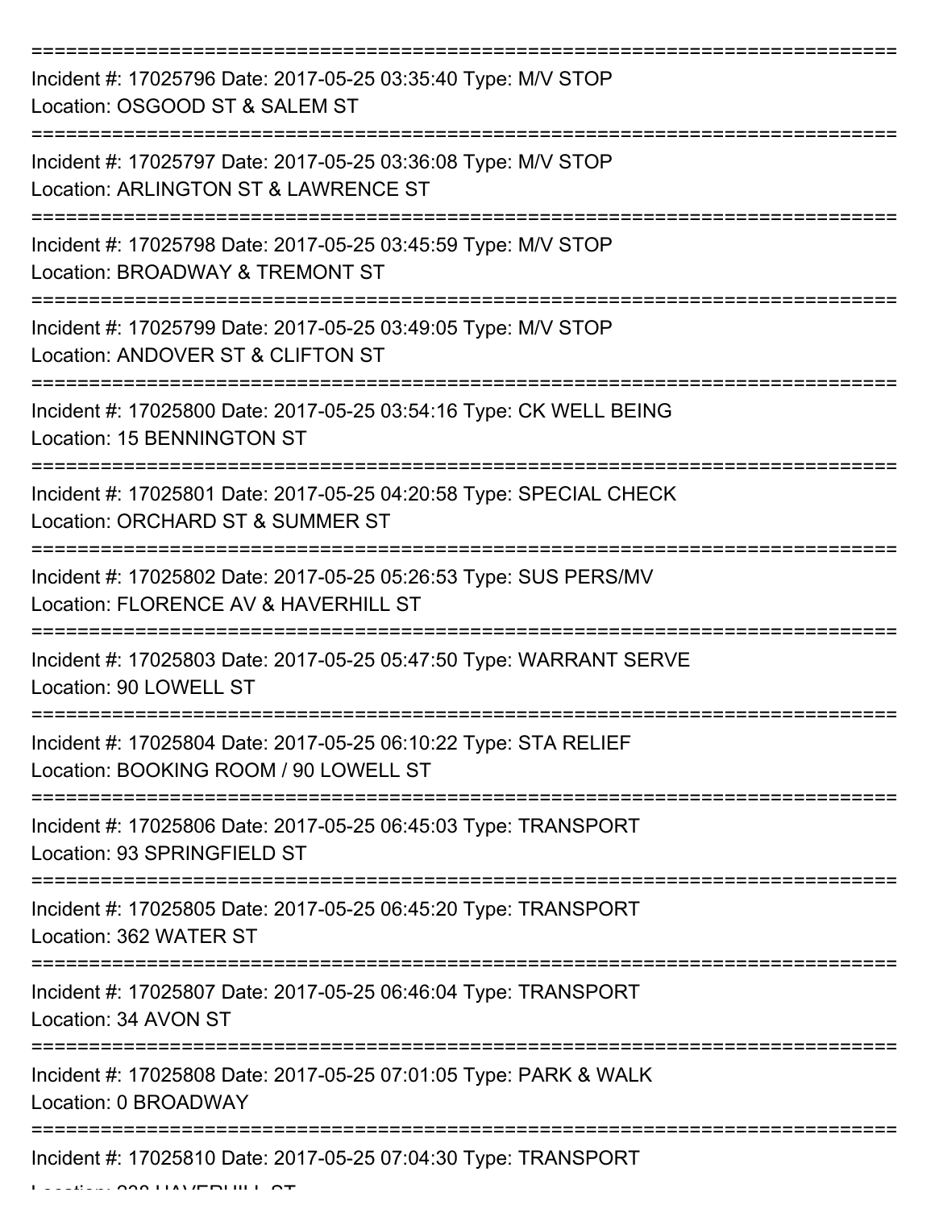===========================================================================

Incident #: 17025796 Date: 2017-05-25 03:35:40 Type: M/V STOP
Location: OSGOOD ST & SALEM ST

===========================================================================

Incident #: 17025797 Date: 2017-05-25 03:36:08 Type: M/V STOP
Location: ARLINGTON ST & LAWRENCE ST

===========================================================================

Incident #: 17025798 Date: 2017-05-25 03:45:59 Type: M/V STOP
Location: BROADWAY & TREMONT ST

===========================================================================

Incident #: 17025799 Date: 2017-05-25 03:49:05 Type: M/V STOP
Location: ANDOVER ST & CLIFTON ST

===========================================================================

Incident #: 17025800 Date: 2017-05-25 03:54:16 Type: CK WELL BEING
Location: 15 BENNINGTON ST

===========================================================================

Incident #: 17025801 Date: 2017-05-25 04:20:58 Type: SPECIAL CHECK
Location: ORCHARD ST & SUMMER ST

===========================================================================

Incident #: 17025802 Date: 2017-05-25 05:26:53 Type: SUS PERS/MV
Location: FLORENCE AV & HAVERHILL ST

===========================================================================

Incident #: 17025803 Date: 2017-05-25 05:47:50 Type: WARRANT SERVE
Location: 90 LOWELL ST

===========================================================================

Incident #: 17025804 Date: 2017-05-25 06:10:22 Type: STA RELIEF
Location: BOOKING ROOM / 90 LOWELL ST

===========================================================================

Incident #: 17025806 Date: 2017-05-25 06:45:03 Type: TRANSPORT
Location: 93 SPRINGFIELD ST

===========================================================================

Incident #: 17025805 Date: 2017-05-25 06:45:20 Type: TRANSPORT
Location: 362 WATER ST

===========================================================================

Incident #: 17025807 Date: 2017-05-25 06:46:04 Type: TRANSPORT
Location: 34 AVON ST

===========================================================================

Incident #: 17025808 Date: 2017-05-25 07:01:05 Type: PARK & WALK
Location: 0 BROADWAY

===========================================================================

Incident #: 17025810 Date: 2017-05-25 07:04:30 Type: TRANSPORT
Location: 238 HAVERHILL ST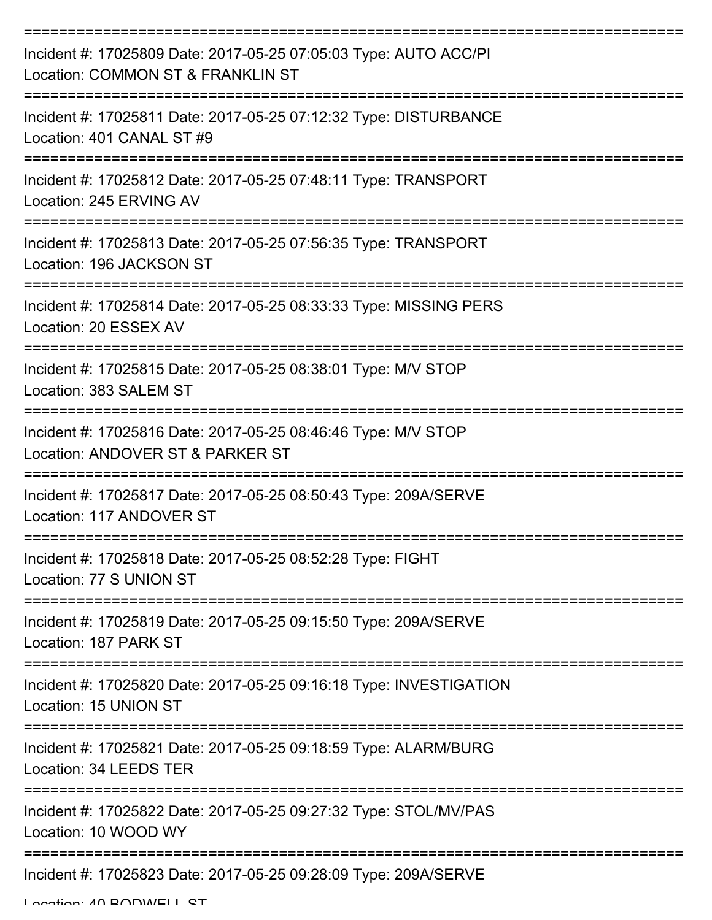===========================================================================
Incident #: 17025809 Date: 2017-05-25 07:05:03 Type: AUTO ACC/PI
Location: COMMON ST & FRANKLIN ST
===========================================================================
Incident #: 17025811 Date: 2017-05-25 07:12:32 Type: DISTURBANCE
Location: 401 CANAL ST #9
===========================================================================
Incident #: 17025812 Date: 2017-05-25 07:48:11 Type: TRANSPORT
Location: 245 ERVING AV
===========================================================================
Incident #: 17025813 Date: 2017-05-25 07:56:35 Type: TRANSPORT
Location: 196 JACKSON ST
===========================================================================
Incident #: 17025814 Date: 2017-05-25 08:33:33 Type: MISSING PERS
Location: 20 ESSEX AV
===========================================================================
Incident #: 17025815 Date: 2017-05-25 08:38:01 Type: M/V STOP
Location: 383 SALEM ST
===========================================================================
Incident #: 17025816 Date: 2017-05-25 08:46:46 Type: M/V STOP
Location: ANDOVER ST & PARKER ST
===========================================================================
Incident #: 17025817 Date: 2017-05-25 08:50:43 Type: 209A/SERVE
Location: 117 ANDOVER ST
===========================================================================
Incident #: 17025818 Date: 2017-05-25 08:52:28 Type: FIGHT
Location: 77 S UNION ST
===========================================================================
Incident #: 17025819 Date: 2017-05-25 09:15:50 Type: 209A/SERVE
Location: 187 PARK ST
===========================================================================
Incident #: 17025820 Date: 2017-05-25 09:16:18 Type: INVESTIGATION
Location: 15 UNION ST
===========================================================================
Incident #: 17025821 Date: 2017-05-25 09:18:59 Type: ALARM/BURG
Location: 34 LEEDS TER
===========================================================================
Incident #: 17025822 Date: 2017-05-25 09:27:32 Type: STOL/MV/PAS
Location: 10 WOOD WY
===========================================================================
Incident #: 17025823 Date: 2017-05-25 09:28:09 Type: 209A/SERVE
Location: 40 BODWELL ST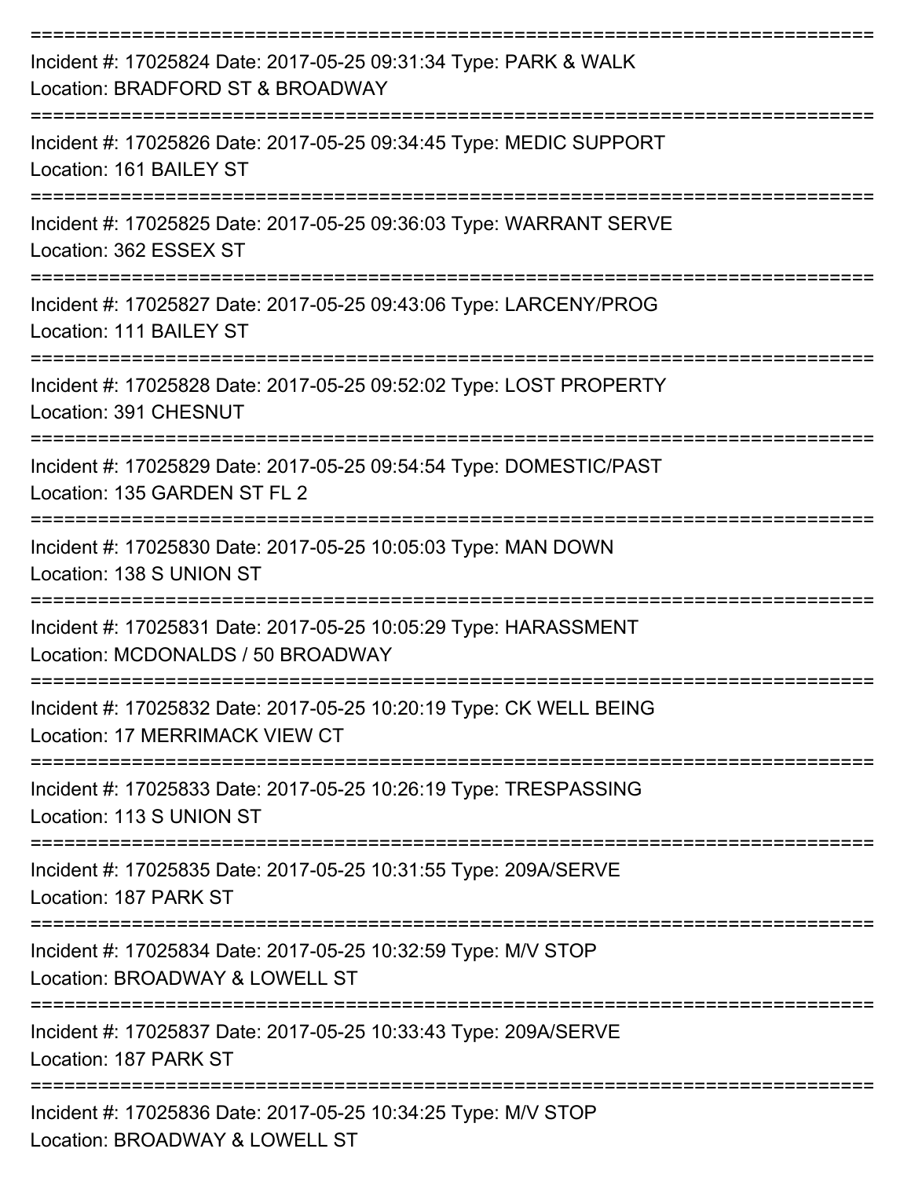===========================================================================

Incident #: 17025824 Date: 2017-05-25 09:31:34 Type: PARK & WALK
Location: BRADFORD ST & BROADWAY

===========================================================================

Incident #: 17025826 Date: 2017-05-25 09:34:45 Type: MEDIC SUPPORT
Location: 161 BAILEY ST

===========================================================================

Incident #: 17025825 Date: 2017-05-25 09:36:03 Type: WARRANT SERVE
Location: 362 ESSEX ST

===========================================================================

Incident #: 17025827 Date: 2017-05-25 09:43:06 Type: LARCENY/PROG
Location: 111 BAILEY ST

===========================================================================

Incident #: 17025828 Date: 2017-05-25 09:52:02 Type: LOST PROPERTY
Location: 391 CHESNUT

===========================================================================

Incident #: 17025829 Date: 2017-05-25 09:54:54 Type: DOMESTIC/PAST
Location: 135 GARDEN ST FL 2

===========================================================================

Incident #: 17025830 Date: 2017-05-25 10:05:03 Type: MAN DOWN
Location: 138 S UNION ST

===========================================================================

Incident #: 17025831 Date: 2017-05-25 10:05:29 Type: HARASSMENT
Location: MCDONALDS / 50 BROADWAY

===========================================================================

Incident #: 17025832 Date: 2017-05-25 10:20:19 Type: CK WELL BEING
Location: 17 MERRIMACK VIEW CT

===========================================================================

Incident #: 17025833 Date: 2017-05-25 10:26:19 Type: TRESPASSING
Location: 113 S UNION ST

===========================================================================

Incident #: 17025835 Date: 2017-05-25 10:31:55 Type: 209A/SERVE
Location: 187 PARK ST

===========================================================================

Incident #: 17025834 Date: 2017-05-25 10:32:59 Type: M/V STOP
Location: BROADWAY & LOWELL ST

===========================================================================

Incident #: 17025837 Date: 2017-05-25 10:33:43 Type: 209A/SERVE
Location: 187 PARK ST

===========================================================================

Incident #: 17025836 Date: 2017-05-25 10:34:25 Type: M/V STOP
Location: BROADWAY & LOWELL ST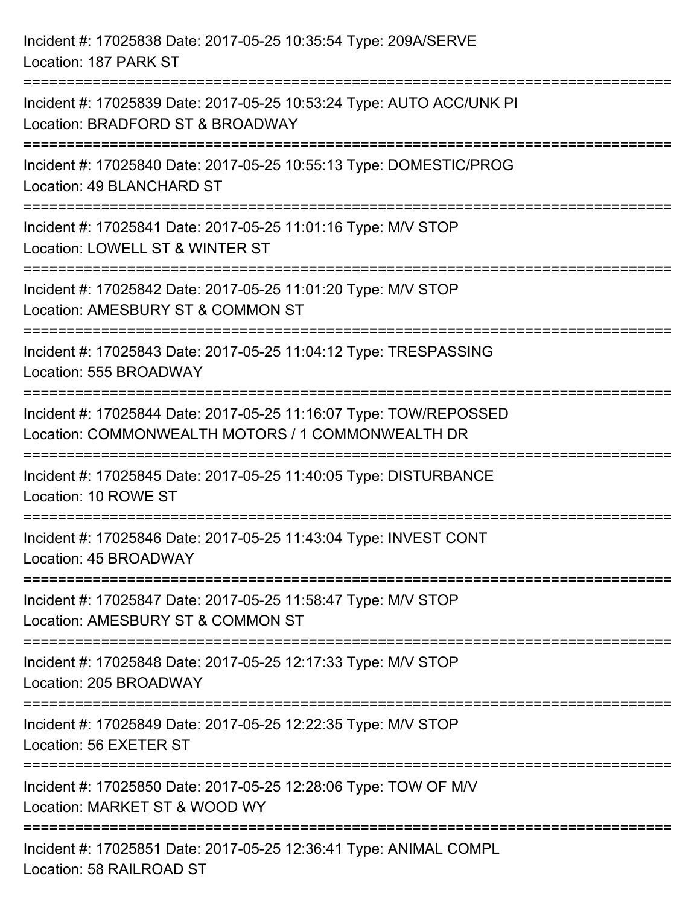Incident #: 17025838 Date: 2017-05-25 10:35:54 Type: 209A/SERVE
Location: 187 PARK ST

===========================================================================

Incident #: 17025839 Date: 2017-05-25 10:53:24 Type: AUTO ACC/UNK PI
Location: BRADFORD ST & BROADWAY

===========================================================================

Incident #: 17025840 Date: 2017-05-25 10:55:13 Type: DOMESTIC/PROG
Location: 49 BLANCHARD ST

===========================================================================

Incident #: 17025841 Date: 2017-05-25 11:01:16 Type: M/V STOP
Location: LOWELL ST & WINTER ST

===========================================================================

Incident #: 17025842 Date: 2017-05-25 11:01:20 Type: M/V STOP
Location: AMESBURY ST & COMMON ST

===========================================================================

Incident #: 17025843 Date: 2017-05-25 11:04:12 Type: TRESPASSING
Location: 555 BROADWAY

===========================================================================

Incident #: 17025844 Date: 2017-05-25 11:16:07 Type: TOW/REPOSSED
Location: COMMONWEALTH MOTORS / 1 COMMONWEALTH DR

===========================================================================

Incident #: 17025845 Date: 2017-05-25 11:40:05 Type: DISTURBANCE
Location: 10 ROWE ST

===========================================================================

Incident #: 17025846 Date: 2017-05-25 11:43:04 Type: INVEST CONT
Location: 45 BROADWAY

===========================================================================

Incident #: 17025847 Date: 2017-05-25 11:58:47 Type: M/V STOP
Location: AMESBURY ST & COMMON ST

===========================================================================

Incident #: 17025848 Date: 2017-05-25 12:17:33 Type: M/V STOP
Location: 205 BROADWAY

===========================================================================

Incident #: 17025849 Date: 2017-05-25 12:22:35 Type: M/V STOP
Location: 56 EXETER ST

===========================================================================

Incident #: 17025850 Date: 2017-05-25 12:28:06 Type: TOW OF M/V
Location: MARKET ST & WOOD WY

===========================================================================

Incident #: 17025851 Date: 2017-05-25 12:36:41 Type: ANIMAL COMPL
Location: 58 RAILROAD ST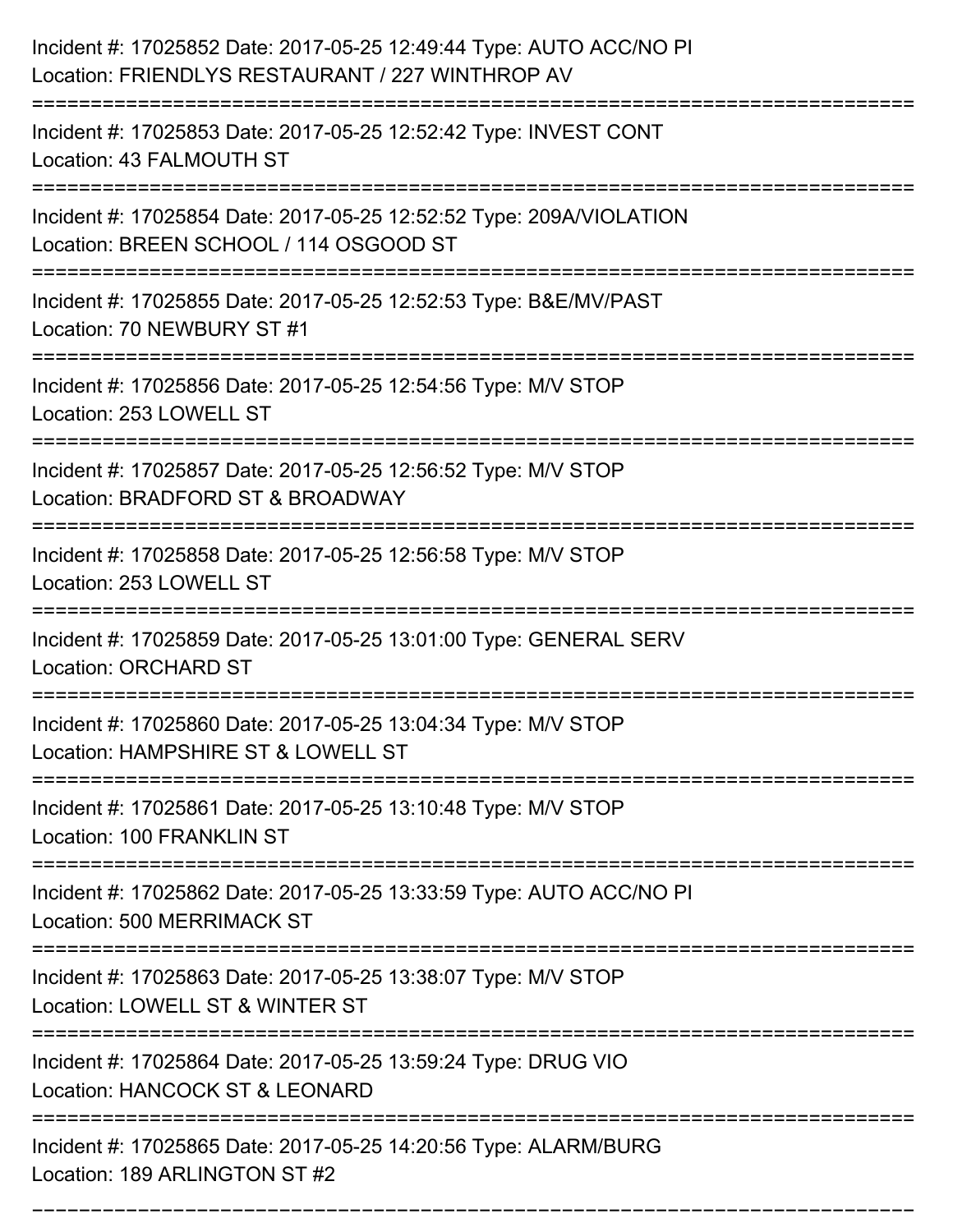Incident #: 17025852 Date: 2017-05-25 12:49:44 Type: AUTO ACC/NO PI
Location: FRIENDLYS RESTAURANT / 227 WINTHROP AV

===========================================================================

Incident #: 17025853 Date: 2017-05-25 12:52:42 Type: INVEST CONT
Location: 43 FALMOUTH ST

===========================================================================

Incident #: 17025854 Date: 2017-05-25 12:52:52 Type: 209A/VIOLATION
Location: BREEN SCHOOL / 114 OSGOOD ST

===========================================================================

Incident #: 17025855 Date: 2017-05-25 12:52:53 Type: B&E/MV/PAST
Location: 70 NEWBURY ST #1

===========================================================================

Incident #: 17025856 Date: 2017-05-25 12:54:56 Type: M/V STOP
Location: 253 LOWELL ST

===========================================================================

Incident #: 17025857 Date: 2017-05-25 12:56:52 Type: M/V STOP
Location: BRADFORD ST & BROADWAY

===========================================================================

Incident #: 17025858 Date: 2017-05-25 12:56:58 Type: M/V STOP
Location: 253 LOWELL ST

===========================================================================

Incident #: 17025859 Date: 2017-05-25 13:01:00 Type: GENERAL SERV
Location: ORCHARD ST

===========================================================================

Incident #: 17025860 Date: 2017-05-25 13:04:34 Type: M/V STOP
Location: HAMPSHIRE ST & LOWELL ST

===========================================================================

Incident #: 17025861 Date: 2017-05-25 13:10:48 Type: M/V STOP
Location: 100 FRANKLIN ST

===========================================================================

Incident #: 17025862 Date: 2017-05-25 13:33:59 Type: AUTO ACC/NO PI
Location: 500 MERRIMACK ST

===========================================================================

Incident #: 17025863 Date: 2017-05-25 13:38:07 Type: M/V STOP
Location: LOWELL ST & WINTER ST

===========================================================================

Incident #: 17025864 Date: 2017-05-25 13:59:24 Type: DRUG VIO
Location: HANCOCK ST & LEONARD

===========================================================================

Incident #: 17025865 Date: 2017-05-25 14:20:56 Type: ALARM/BURG
Location: 189 ARLINGTON ST #2

===========================================================================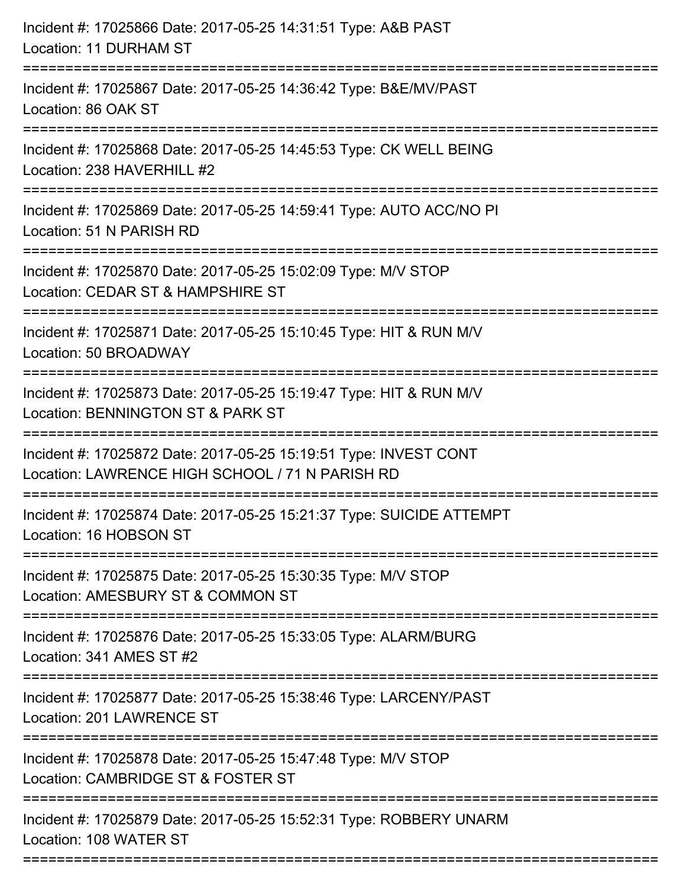Incident #: 17025866 Date: 2017-05-25 14:31:51 Type: A&B PAST
Location: 11 DURHAM ST

===========================================================================

Incident #: 17025867 Date: 2017-05-25 14:36:42 Type: B&E/MV/PAST
Location: 86 OAK ST

===========================================================================

Incident #: 17025868 Date: 2017-05-25 14:45:53 Type: CK WELL BEING
Location: 238 HAVERHILL #2

===========================================================================

Incident #: 17025869 Date: 2017-05-25 14:59:41 Type: AUTO ACC/NO PI
Location: 51 N PARISH RD

===========================================================================

Incident #: 17025870 Date: 2017-05-25 15:02:09 Type: M/V STOP
Location: CEDAR ST & HAMPSHIRE ST

===========================================================================

Incident #: 17025871 Date: 2017-05-25 15:10:45 Type: HIT & RUN M/V
Location: 50 BROADWAY

===========================================================================

Incident #: 17025873 Date: 2017-05-25 15:19:47 Type: HIT & RUN M/V
Location: BENNINGTON ST & PARK ST

===========================================================================

Incident #: 17025872 Date: 2017-05-25 15:19:51 Type: INVEST CONT
Location: LAWRENCE HIGH SCHOOL / 71 N PARISH RD

===========================================================================

Incident #: 17025874 Date: 2017-05-25 15:21:37 Type: SUICIDE ATTEMPT
Location: 16 HOBSON ST

===========================================================================

Incident #: 17025875 Date: 2017-05-25 15:30:35 Type: M/V STOP
Location: AMESBURY ST & COMMON ST

===========================================================================

Incident #: 17025876 Date: 2017-05-25 15:33:05 Type: ALARM/BURG
Location: 341 AMES ST #2

===========================================================================

Incident #: 17025877 Date: 2017-05-25 15:38:46 Type: LARCENY/PAST
Location: 201 LAWRENCE ST

===========================================================================

Incident #: 17025878 Date: 2017-05-25 15:47:48 Type: M/V STOP
Location: CAMBRIDGE ST & FOSTER ST

===========================================================================

Incident #: 17025879 Date: 2017-05-25 15:52:31 Type: ROBBERY UNARM
Location: 108 WATER ST

===========================================================================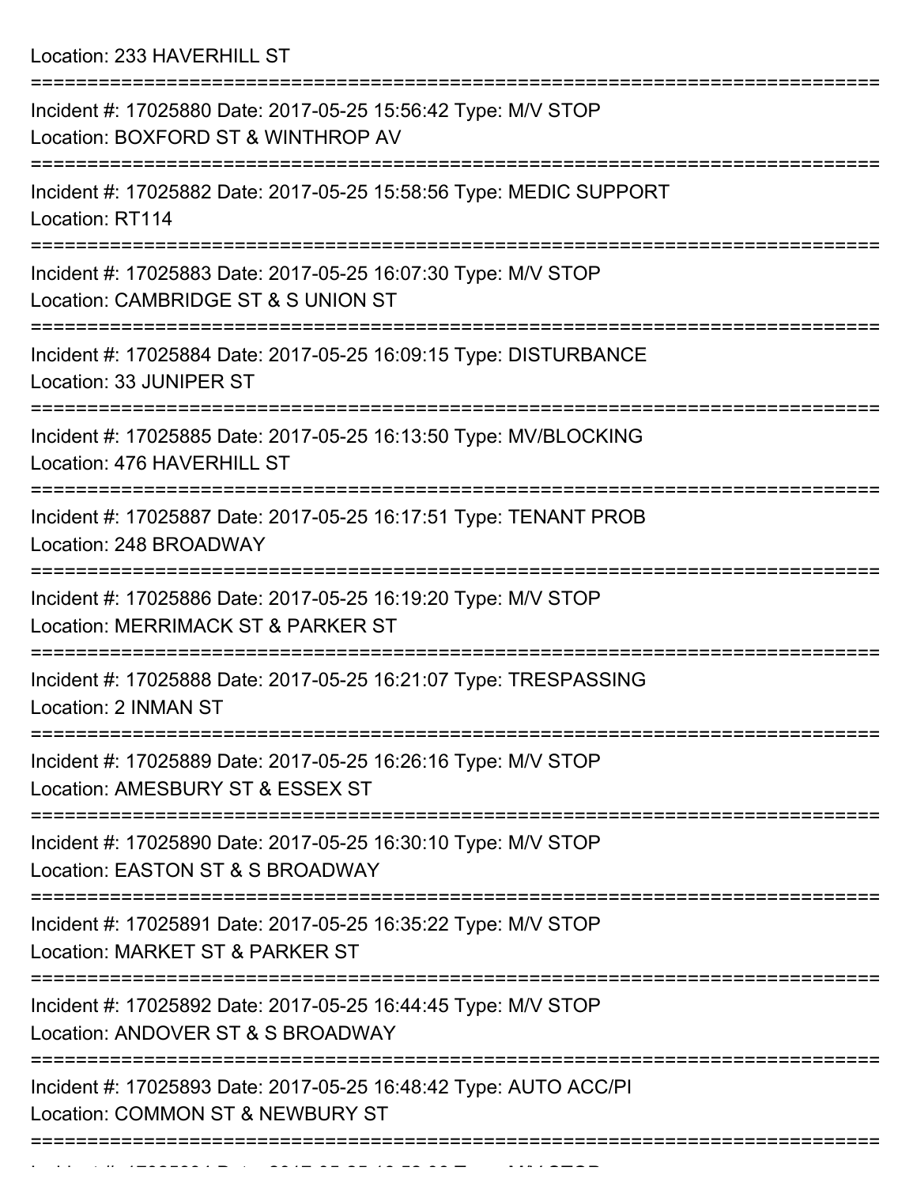Location: 233 HAVERHILL ST

===========================================================================

Incident #: 17025880 Date: 2017-05-25 15:56:42 Type: M/V STOP
Location: BOXFORD ST & WINTHROP AV

===========================================================================

Incident #: 17025882 Date: 2017-05-25 15:58:56 Type: MEDIC SUPPORT
Location: RT114

===========================================================================

Incident #: 17025883 Date: 2017-05-25 16:07:30 Type: M/V STOP
Location: CAMBRIDGE ST & S UNION ST

===========================================================================

Incident #: 17025884 Date: 2017-05-25 16:09:15 Type: DISTURBANCE
Location: 33 JUNIPER ST

===========================================================================

Incident #: 17025885 Date: 2017-05-25 16:13:50 Type: MV/BLOCKING
Location: 476 HAVERHILL ST

===========================================================================

Incident #: 17025887 Date: 2017-05-25 16:17:51 Type: TENANT PROB
Location: 248 BROADWAY

===========================================================================

Incident #: 17025886 Date: 2017-05-25 16:19:20 Type: M/V STOP
Location: MERRIMACK ST & PARKER ST

===========================================================================

Incident #: 17025888 Date: 2017-05-25 16:21:07 Type: TRESPASSING
Location: 2 INMAN ST

===========================================================================

Incident #: 17025889 Date: 2017-05-25 16:26:16 Type: M/V STOP
Location: AMESBURY ST & ESSEX ST

===========================================================================

Incident #: 17025890 Date: 2017-05-25 16:30:10 Type: M/V STOP
Location: EASTON ST & S BROADWAY

===========================================================================

Incident #: 17025891 Date: 2017-05-25 16:35:22 Type: M/V STOP
Location: MARKET ST & PARKER ST

===========================================================================

Incident #: 17025892 Date: 2017-05-25 16:44:45 Type: M/V STOP
Location: ANDOVER ST & S BROADWAY

===========================================================================

Incident #: 17025893 Date: 2017-05-25 16:48:42 Type: AUTO ACC/PI
Location: COMMON ST & NEWBURY ST

===========================================================================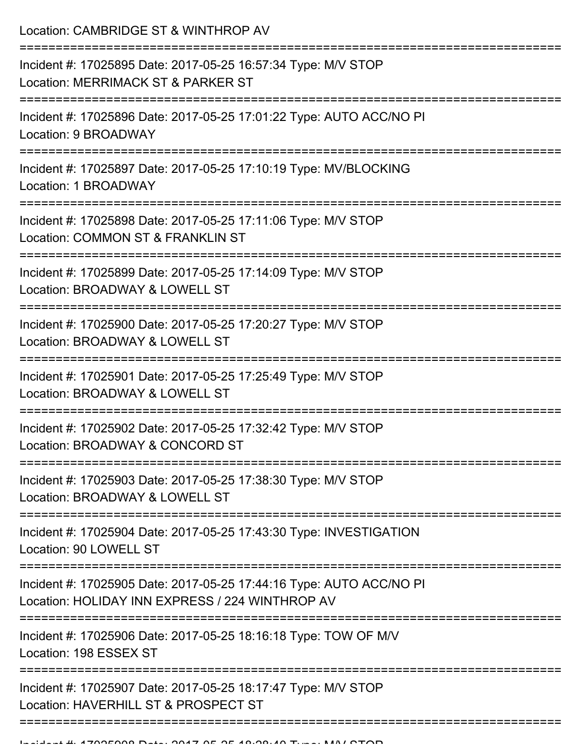Location: CAMBRIDGE ST & WINTHROP AV

===========================================================================

Incident #: 17025895 Date: 2017-05-25 16:57:34 Type: M/V STOP
Location: MERRIMACK ST & PARKER ST

===========================================================================

Incident #: 17025896 Date: 2017-05-25 17:01:22 Type: AUTO ACC/NO PI
Location: 9 BROADWAY

===========================================================================

Incident #: 17025897 Date: 2017-05-25 17:10:19 Type: MV/BLOCKING
Location: 1 BROADWAY

===========================================================================

Incident #: 17025898 Date: 2017-05-25 17:11:06 Type: M/V STOP
Location: COMMON ST & FRANKLIN ST

===========================================================================

Incident #: 17025899 Date: 2017-05-25 17:14:09 Type: M/V STOP
Location: BROADWAY & LOWELL ST

===========================================================================

Incident #: 17025900 Date: 2017-05-25 17:20:27 Type: M/V STOP
Location: BROADWAY & LOWELL ST

===========================================================================

Incident #: 17025901 Date: 2017-05-25 17:25:49 Type: M/V STOP
Location: BROADWAY & LOWELL ST

===========================================================================

Incident #: 17025902 Date: 2017-05-25 17:32:42 Type: M/V STOP
Location: BROADWAY & CONCORD ST

===========================================================================

Incident #: 17025903 Date: 2017-05-25 17:38:30 Type: M/V STOP
Location: BROADWAY & LOWELL ST

===========================================================================

Incident #: 17025904 Date: 2017-05-25 17:43:30 Type: INVESTIGATION
Location: 90 LOWELL ST

===========================================================================

Incident #: 17025905 Date: 2017-05-25 17:44:16 Type: AUTO ACC/NO PI
Location: HOLIDAY INN EXPRESS / 224 WINTHROP AV

===========================================================================

Incident #: 17025906 Date: 2017-05-25 18:16:18 Type: TOW OF M/V
Location: 198 ESSEX ST

===========================================================================

Incident #: 17025907 Date: 2017-05-25 18:17:47 Type: M/V STOP
Location: HAVERHILL ST & PROSPECT ST

===========================================================================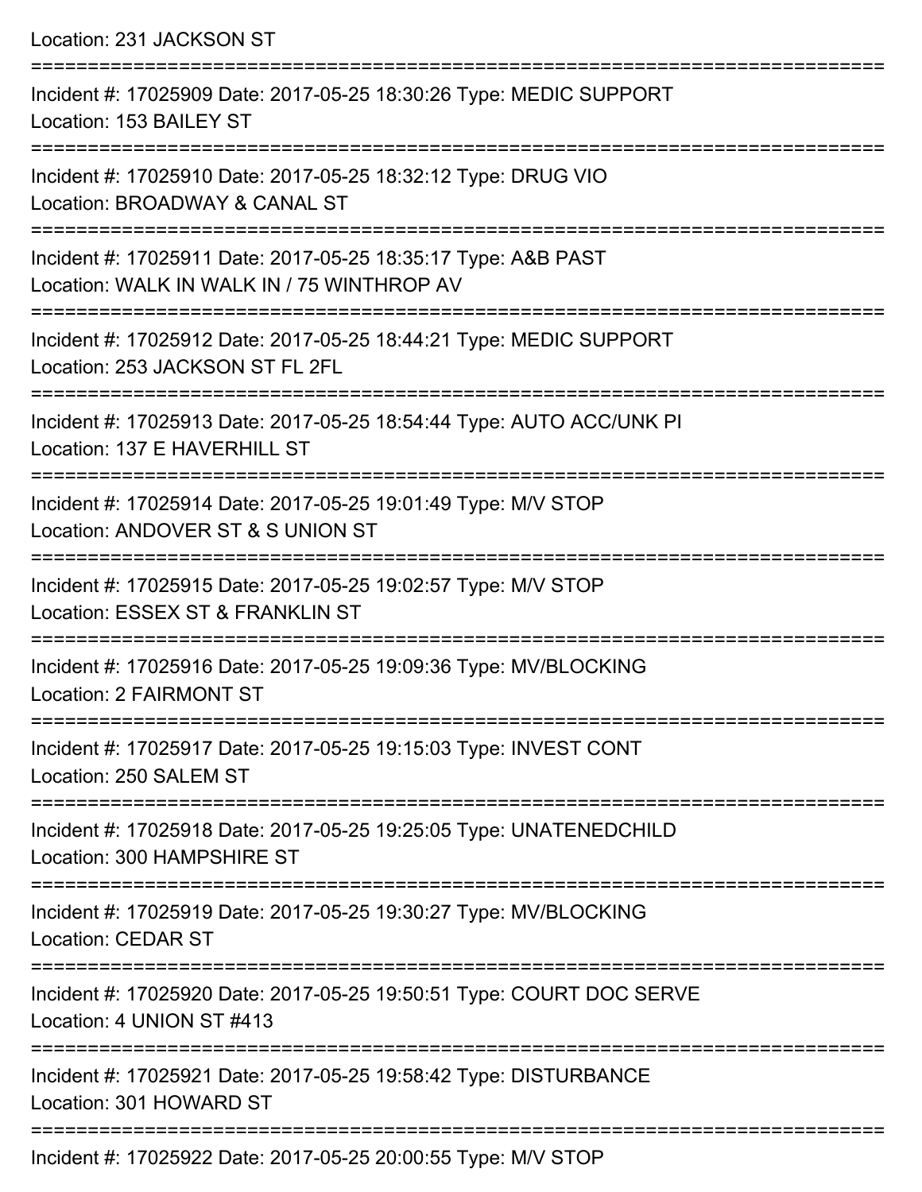Location: 231 JACKSON ST

===========================================================================

Incident #: 17025909 Date: 2017-05-25 18:30:26 Type: MEDIC SUPPORT
Location: 153 BAILEY ST

===========================================================================

Incident #: 17025910 Date: 2017-05-25 18:32:12 Type: DRUG VIO
Location: BROADWAY & CANAL ST

===========================================================================

Incident #: 17025911 Date: 2017-05-25 18:35:17 Type: A&B PAST
Location: WALK IN WALK IN / 75 WINTHROP AV

===========================================================================

Incident #: 17025912 Date: 2017-05-25 18:44:21 Type: MEDIC SUPPORT
Location: 253 JACKSON ST FL 2FL

===========================================================================

Incident #: 17025913 Date: 2017-05-25 18:54:44 Type: AUTO ACC/UNK PI
Location: 137 E HAVERHILL ST

===========================================================================

Incident #: 17025914 Date: 2017-05-25 19:01:49 Type: M/V STOP
Location: ANDOVER ST & S UNION ST

===========================================================================

Incident #: 17025915 Date: 2017-05-25 19:02:57 Type: M/V STOP
Location: ESSEX ST & FRANKLIN ST

===========================================================================

Incident #: 17025916 Date: 2017-05-25 19:09:36 Type: MV/BLOCKING
Location: 2 FAIRMONT ST

===========================================================================

Incident #: 17025917 Date: 2017-05-25 19:15:03 Type: INVEST CONT
Location: 250 SALEM ST

===========================================================================

Incident #: 17025918 Date: 2017-05-25 19:25:05 Type: UNATENEDCHILD
Location: 300 HAMPSHIRE ST

===========================================================================

Incident #: 17025919 Date: 2017-05-25 19:30:27 Type: MV/BLOCKING
Location: CEDAR ST

===========================================================================

Incident #: 17025920 Date: 2017-05-25 19:50:51 Type: COURT DOC SERVE
Location: 4 UNION ST #413

===========================================================================

Incident #: 17025921 Date: 2017-05-25 19:58:42 Type: DISTURBANCE
Location: 301 HOWARD ST

===========================================================================

Incident #: 17025922 Date: 2017-05-25 20:00:55 Type: M/V STOP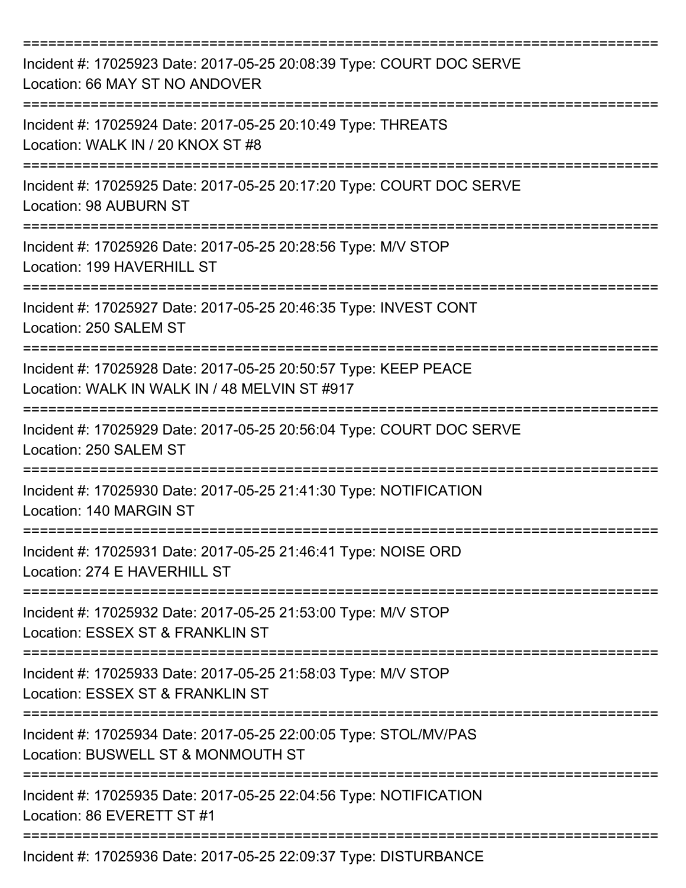===========================================================================
Incident #: 17025923 Date: 2017-05-25 20:08:39 Type: COURT DOC SERVE
Location: 66 MAY ST NO ANDOVER
===========================================================================
Incident #: 17025924 Date: 2017-05-25 20:10:49 Type: THREATS
Location: WALK IN / 20 KNOX ST #8
===========================================================================
Incident #: 17025925 Date: 2017-05-25 20:17:20 Type: COURT DOC SERVE
Location: 98 AUBURN ST
===========================================================================
Incident #: 17025926 Date: 2017-05-25 20:28:56 Type: M/V STOP
Location: 199 HAVERHILL ST
===========================================================================
Incident #: 17025927 Date: 2017-05-25 20:46:35 Type: INVEST CONT
Location: 250 SALEM ST
===========================================================================
Incident #: 17025928 Date: 2017-05-25 20:50:57 Type: KEEP PEACE
Location: WALK IN WALK IN / 48 MELVIN ST #917
===========================================================================
Incident #: 17025929 Date: 2017-05-25 20:56:04 Type: COURT DOC SERVE
Location: 250 SALEM ST
===========================================================================
Incident #: 17025930 Date: 2017-05-25 21:41:30 Type: NOTIFICATION
Location: 140 MARGIN ST
===========================================================================
Incident #: 17025931 Date: 2017-05-25 21:46:41 Type: NOISE ORD
Location: 274 E HAVERHILL ST
===========================================================================
Incident #: 17025932 Date: 2017-05-25 21:53:00 Type: M/V STOP
Location: ESSEX ST & FRANKLIN ST
===========================================================================
Incident #: 17025933 Date: 2017-05-25 21:58:03 Type: M/V STOP
Location: ESSEX ST & FRANKLIN ST
===========================================================================
Incident #: 17025934 Date: 2017-05-25 22:00:05 Type: STOL/MV/PAS
Location: BUSWELL ST & MONMOUTH ST
===========================================================================
Incident #: 17025935 Date: 2017-05-25 22:04:56 Type: NOTIFICATION
Location: 86 EVERETT ST #1
===========================================================================
Incident #: 17025936 Date: 2017-05-25 22:09:37 Type: DISTURBANCE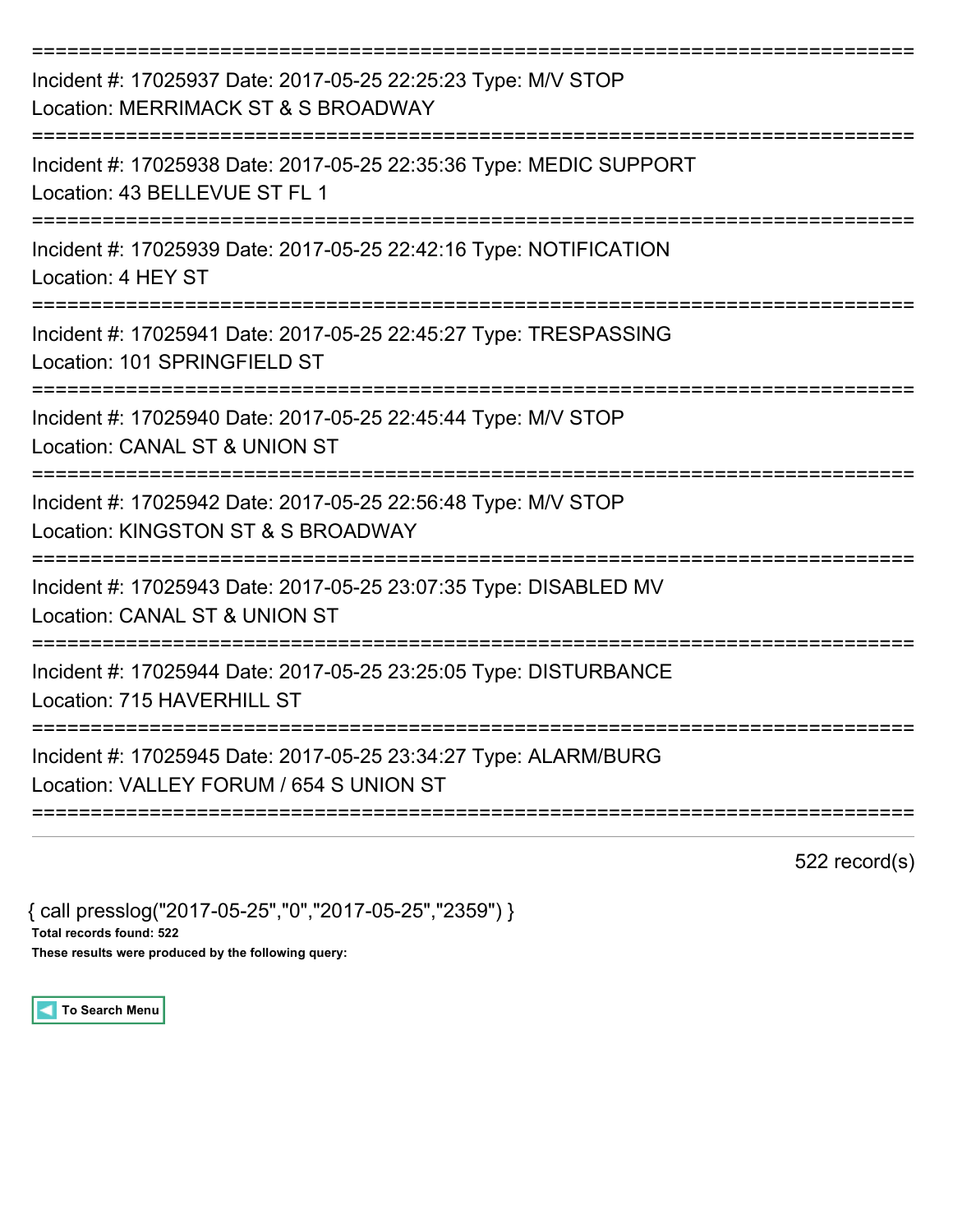===========================================================================

Incident #: 17025937 Date: 2017-05-25 22:25:23 Type: M/V STOP
Location: MERRIMACK ST & S BROADWAY

===========================================================================

Incident #: 17025938 Date: 2017-05-25 22:35:36 Type: MEDIC SUPPORT
Location: 43 BELLEVUE ST FL 1

===========================================================================

Incident #: 17025939 Date: 2017-05-25 22:42:16 Type: NOTIFICATION
Location: 4 HEY ST

===========================================================================

Incident #: 17025941 Date: 2017-05-25 22:45:27 Type: TRESPASSING
Location: 101 SPRINGFIELD ST

===========================================================================

Incident #: 17025940 Date: 2017-05-25 22:45:44 Type: M/V STOP
Location: CANAL ST & UNION ST

===========================================================================

Incident #: 17025942 Date: 2017-05-25 22:56:48 Type: M/V STOP
Location: KINGSTON ST & S BROADWAY

===========================================================================

Incident #: 17025943 Date: 2017-05-25 23:07:35 Type: DISABLED MV
Location: CANAL ST & UNION ST

===========================================================================

Incident #: 17025944 Date: 2017-05-25 23:25:05 Type: DISTURBANCE
Location: 715 HAVERHILL ST

===========================================================================

Incident #: 17025945 Date: 2017-05-25 23:34:27 Type: ALARM/BURG
Location: VALLEY FORUM / 654 S UNION ST

===========================================================================

522 record(s)

{ call presslog("2017-05-25","0","2017-05-25","2359") }

**Total records found: 522**

**These results were produced by the following query:**

To Search Menu